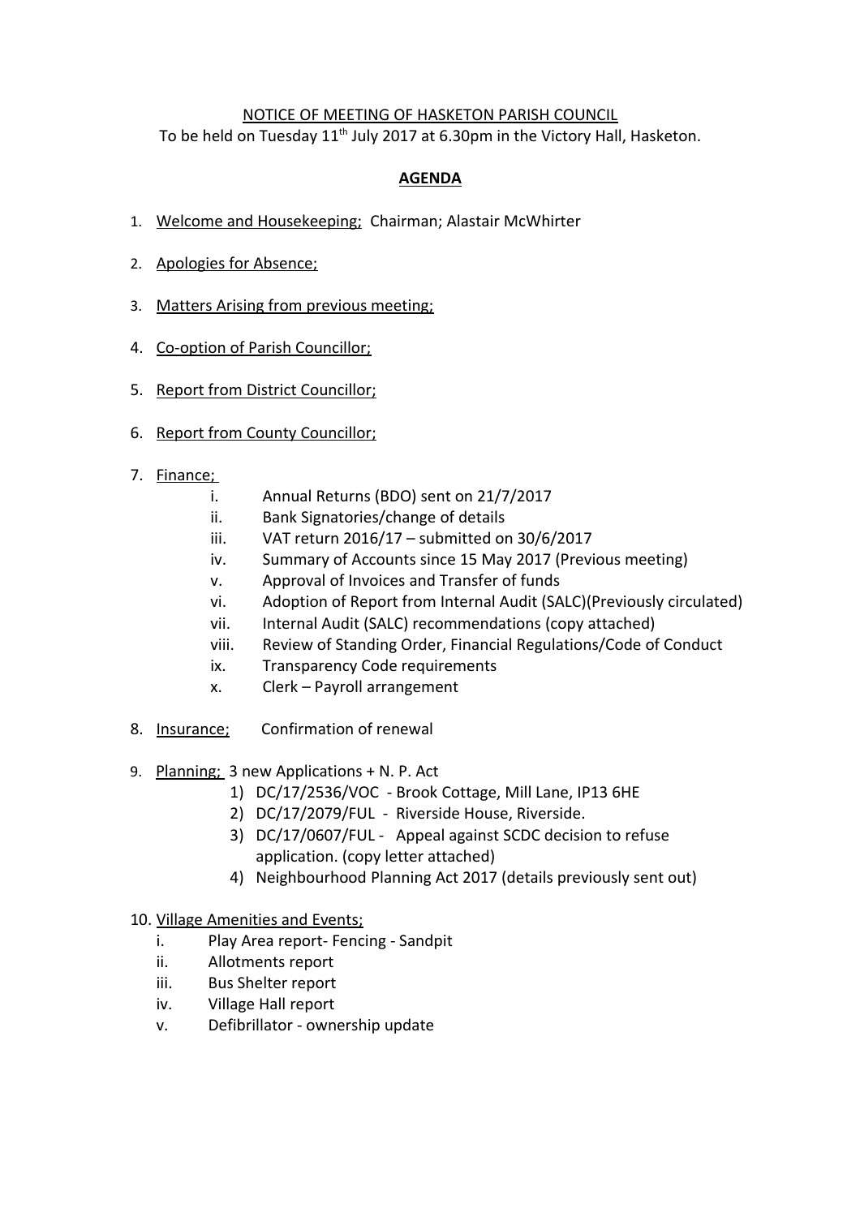NOTICE OF MEETING OF HASKETON PARISH COUNCIL

To be held on Tuesday 11th July 2017 at 6.30pm in the Victory Hall, Hasketon.

## AGENDA

1. Welcome and Housekeeping; Chairman; Alastair McWhirter
2. Apologies for Absence;
3. Matters Arising from previous meeting;
4. Co-option of Parish Councillor;
5. Report from District Councillor;
6. Report from County Councillor;
7. Finance;
   - i. Annual Returns (BDO) sent on 21/7/2017
   - ii. Bank Signatories/change of details
   - iii. VAT return 2016/17 – submitted on 30/6/2017
   - iv. Summary of Accounts since 15 May 2017 (Previous meeting)
   - v. Approval of Invoices and Transfer of funds
   - vi. Adoption of Report from Internal Audit (SALC)(Previously circulated)
   - vii. Internal Audit (SALC) recommendations (copy attached)
   - viii. Review of Standing Order, Financial Regulations/Code of Conduct
   - ix. Transparency Code requirements
   - x. Clerk – Payroll arrangement
8. Insurance; Confirmation of renewal
9. Planning; 3 new Applications + N. P. Act
   1) DC/17/2536/VOC - Brook Cottage, Mill Lane, IP13 6HE
   2) DC/17/2079/FUL - Riverside House, Riverside.
   3) DC/17/0607/FUL - Appeal against SCDC decision to refuse application. (copy letter attached)
   4) Neighbourhood Planning Act 2017 (details previously sent out)
10. Village Amenities and Events;
    - i. Play Area report- Fencing - Sandpit
    - ii. Allotments report
    - iii. Bus Shelter report
    - iv. Village Hall report
    - v. Defibrillator - ownership update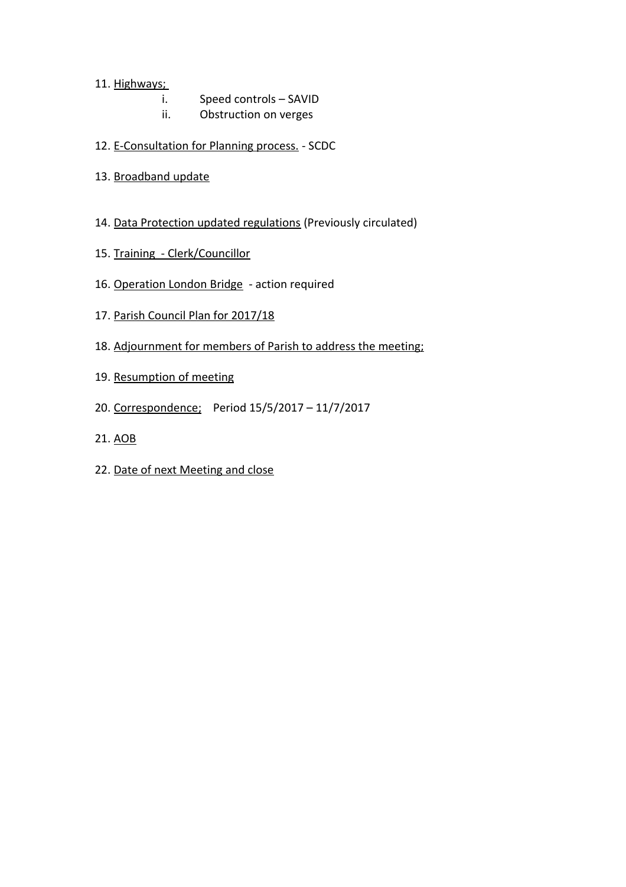11. <u>Highways;</u>
    i. Speed controls – SAVID
    ii. Obstruction on verges

12. <u>E-Consultation for Planning process.</u> - SCDC

13. <u>Broadband update</u>

14. <u>Data Protection updated regulations</u> (Previously circulated)

15. <u>Training - Clerk/Councillor</u>

16. <u>Operation London Bridge</u> - action required

17. <u>Parish Council Plan for 2017/18</u>

18. <u>Adjournment for members of Parish to address the meeting;</u>

19. <u>Resumption of meeting</u>

20. <u>Correspondence;</u> Period 15/5/2017 – 11/7/2017

21. <u>AOB</u>

22. <u>Date of next Meeting and close</u>